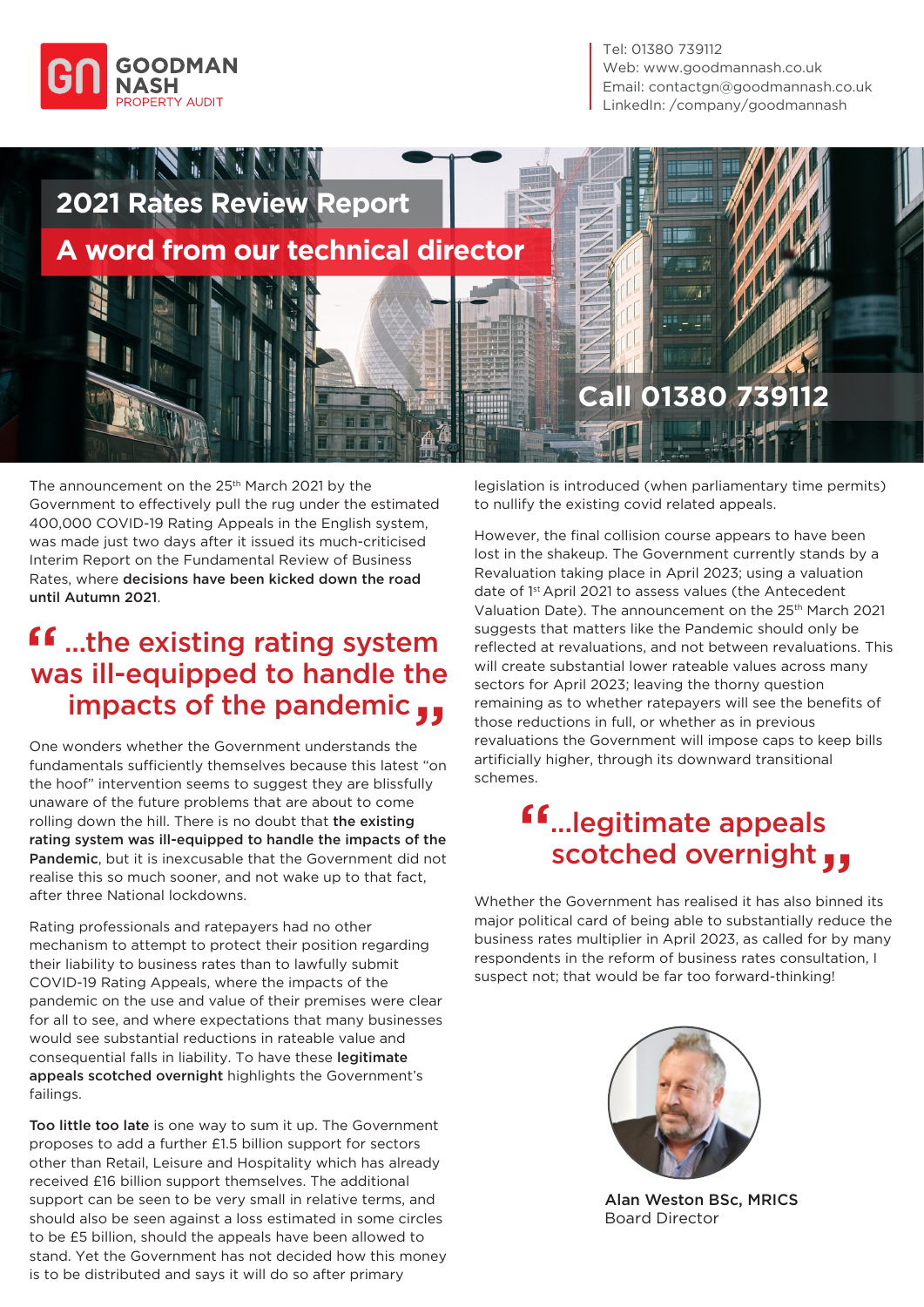GOODMAN NASH
PROPERTY AUDIT

Tel: 01380 739112
Web: www.goodmannash.co.uk
Email: contactgn@goodmannash.co.uk
LinkedIn: /company/goodmannash

# 2021 Rates Review Report

## A word from our technical director

**Call 01380 739112**

The announcement on the 25th March 2021 by the Government to effectively pull the rug under the estimated 400,000 COVID-19 Rating Appeals in the English system, was made just two days after it issued its much-criticised Interim Report on the Fundamental Review of Business Rates, where **decisions have been kicked down the road until Autumn 2021**.

> "...the existing rating system was ill-equipped to handle the impacts of the pandemic"

One wonders whether the Government understands the fundamentals sufficiently themselves because this latest "on the hoof" intervention seems to suggest they are blissfully unaware of the future problems that are about to come rolling down the hill. There is no doubt that **the existing rating system was ill-equipped to handle the impacts of the Pandemic**, but it is inexcusable that the Government did not realise this so much sooner, and not wake up to that fact, after three National lockdowns.

Rating professionals and ratepayers had no other mechanism to attempt to protect their position regarding their liability to business rates than to lawfully submit COVID-19 Rating Appeals, where the impacts of the pandemic on the use and value of their premises were clear for all to see, and where expectations that many businesses would see substantial reductions in rateable value and consequential falls in liability. To have these **legitimate appeals scotched overnight** highlights the Government's failings.

**Too little too late** is one way to sum it up. The Government proposes to add a further £1.5 billion support for sectors other than Retail, Leisure and Hospitality which has already received £16 billion support themselves. The additional support can be seen to be very small in relative terms, and should also be seen against a loss estimated in some circles to be £5 billion, should the appeals have been allowed to stand. Yet the Government has not decided how this money is to be distributed and says it will do so after primary legislation is introduced (when parliamentary time permits) to nullify the existing covid related appeals.

However, the final collision course appears to have been lost in the shakeup. The Government currently stands by a Revaluation taking place in April 2023; using a valuation date of 1st April 2021 to assess values (the Antecedent Valuation Date). The announcement on the 25th March 2021 suggests that matters like the Pandemic should only be reflected at revaluations, and not between revaluations. This will create substantial lower rateable values across many sectors for April 2023; leaving the thorny question remaining as to whether ratepayers will see the benefits of those reductions in full, or whether as in previous revaluations the Government will impose caps to keep bills artificially higher, through its downward transitional schemes.

> "...legitimate appeals scotched overnight"

Whether the Government has realised it has also binned its major political card of being able to substantially reduce the business rates multiplier in April 2023, as called for by many respondents in the reform of business rates consultation, I suspect not; that would be far too forward-thinking!

Alan Weston BSc, MRICS
Board Director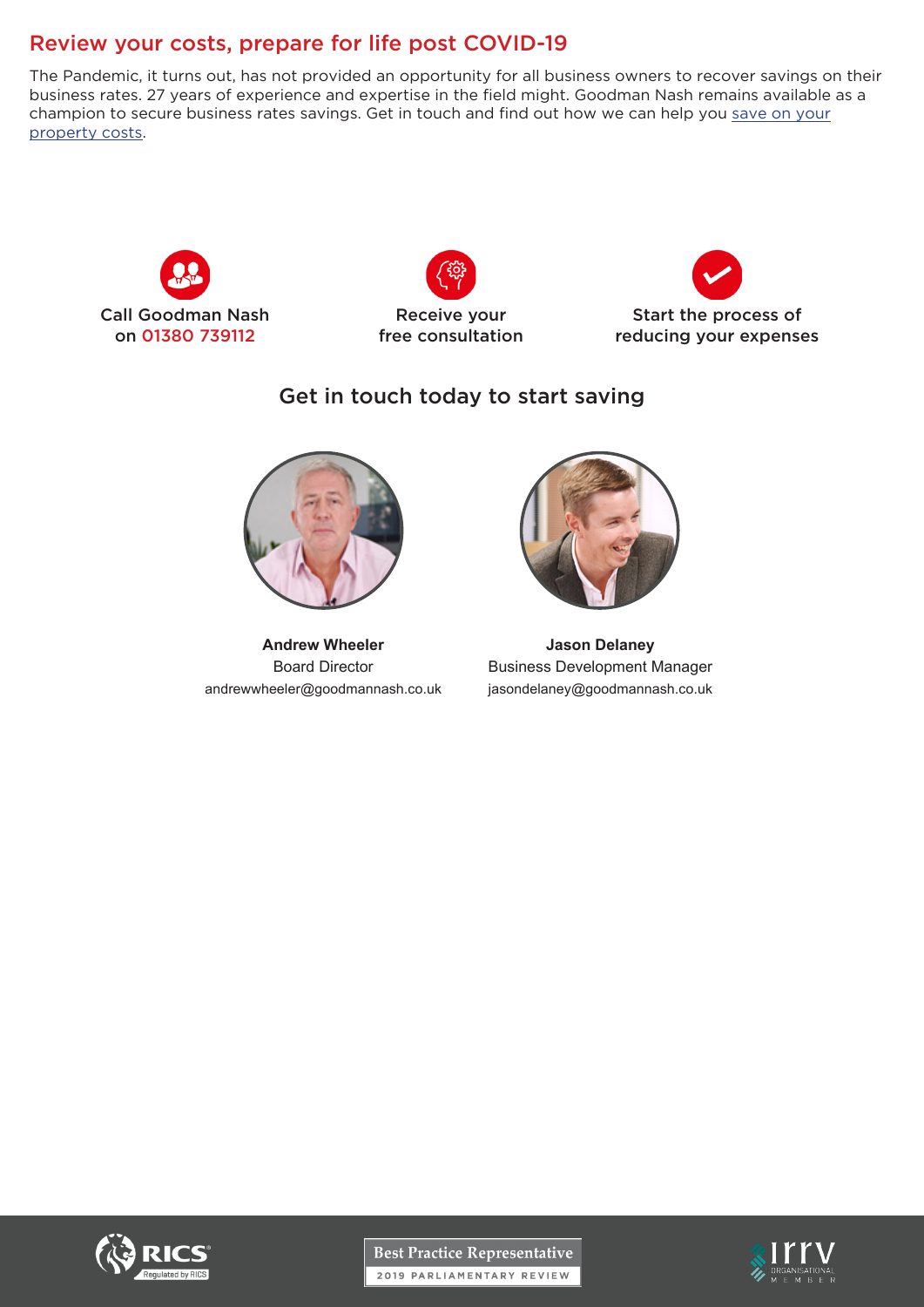## Review your costs, prepare for life post COVID-19

The Pandemic, it turns out, has not provided an opportunity for all business owners to recover savings on their business rates. 27 years of experience and expertise in the field might. Goodman Nash remains available as a champion to secure business rates savings. Get in touch and find out how we can help you save on your property costs.

Call Goodman Nash on 01380 739112

Receive your free consultation

Start the process of reducing your expenses

### Get in touch today to start saving

**Andrew Wheeler**
Board Director
andrewwheeler@goodmannash.co.uk

**Jason Delaney**
Business Development Manager
jasondelaney@goodmannash.co.uk

RICS Regulated by RICS

Best Practice Representative
2019 PARLIAMENTARY REVIEW

IRRV ORGANISATIONAL MEMBER